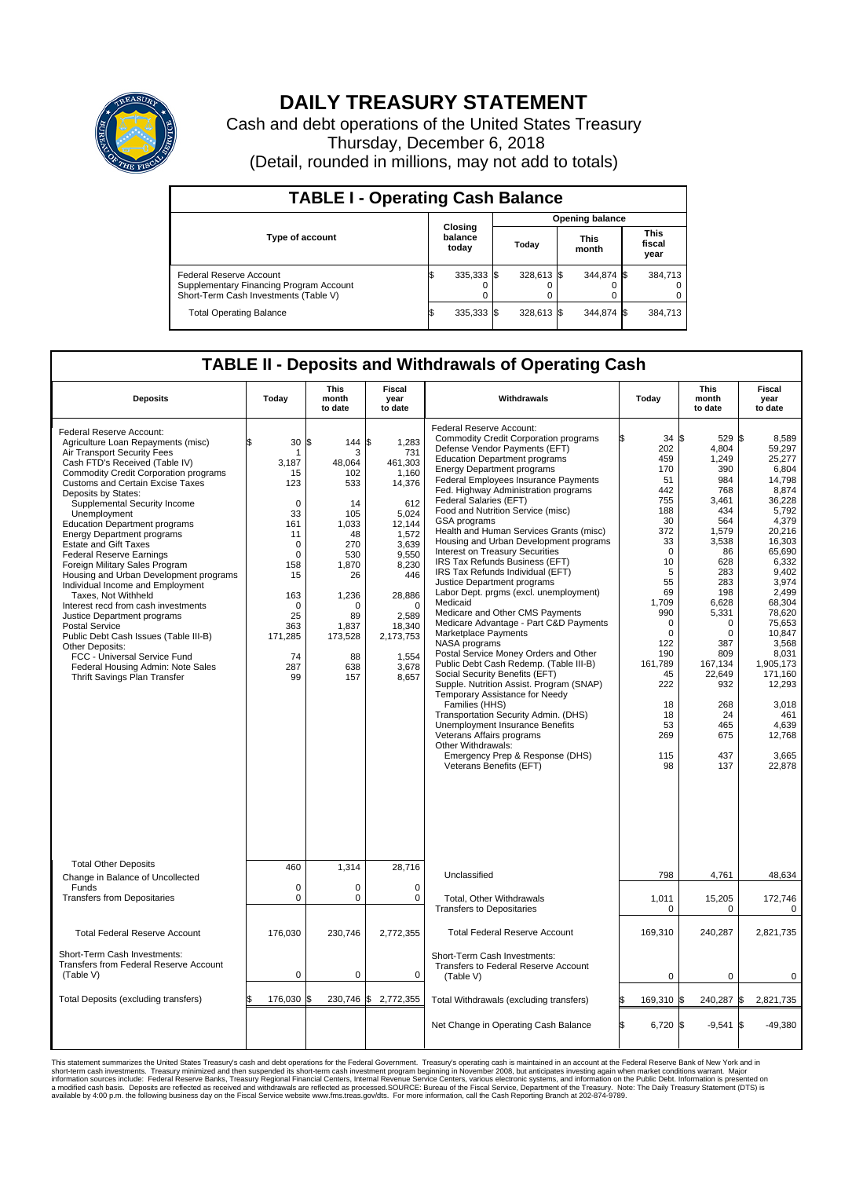# DAILY TREASURY STATEMENT

Cash and debt operations of the United States Treasury
Thursday, December 6, 2018
(Detail, rounded in millions, may not add to totals)

## TABLE I - Operating Cash Balance

| Type of account | Closing balance today | Opening balance Today | Opening balance This month | Opening balance This fiscal year |
|---|---|---|---|---|
| Federal Reserve Account | $ 335,333 | $ 328,613 | $ 344,874 | $ 384,713 |
| Supplementary Financing Program Account | 0 | 0 | 0 | 0 |
| Short-Term Cash Investments (Table V) | 0 | 0 | 0 | 0 |
| Total Operating Balance | $ 335,333 | $ 328,613 | $ 344,874 | $ 384,713 |

## TABLE II - Deposits and Withdrawals of Operating Cash

| Deposits | Today | This month to date | Fiscal year to date | Withdrawals | Today | This month to date | Fiscal year to date |
|---|---|---|---|---|---|---|---|
| Federal Reserve Account: | | | | Federal Reserve Account: | | | |
| Agriculture Loan Repayments (misc) | $ 30 | $ 144 | $ 1,283 | Commodity Credit Corporation programs | $ 34 | $ 529 | $ 8,589 |
| Air Transport Security Fees | 1 | 3 | 731 | Defense Vendor Payments (EFT) | 202 | 4,804 | 59,297 |
| Cash FTD's Received (Table IV) | 3,187 | 48,064 | 461,303 | Education Department programs | 459 | 1,249 | 25,277 |
| Commodity Credit Corporation programs | 15 | 102 | 1,160 | Energy Department programs | 170 | 390 | 6,804 |
| Customs and Certain Excise Taxes | 123 | 533 | 14,376 | Federal Employees Insurance Payments | 51 | 984 | 14,798 |
| Deposits by States: | | | | Fed. Highway Administration programs | 442 | 768 | 8,874 |
| Supplemental Security Income | 0 | 14 | 612 | Federal Salaries (EFT) | 755 | 3,461 | 36,228 |
| Unemployment | 33 | 105 | 5,024 | Food and Nutrition Service (misc) | 188 | 434 | 5,792 |
| Education Department programs | 161 | 1,033 | 12,144 | GSA programs | 30 | 564 | 4,379 |
| Energy Department programs | 11 | 48 | 1,572 | Health and Human Services Grants (misc) | 372 | 1,579 | 20,216 |
| Estate and Gift Taxes | 0 | 270 | 3,639 | Housing and Urban Development programs | 33 | 3,538 | 16,303 |
| Federal Reserve Earnings | 0 | 530 | 9,550 | Interest on Treasury Securities | 0 | 86 | 65,690 |
| Foreign Military Sales Program | 158 | 1,870 | 8,230 | IRS Tax Refunds Business (EFT) | 10 | 628 | 6,332 |
| Housing and Urban Development programs | 15 | 26 | 446 | IRS Tax Refunds Individual (EFT) | 5 | 283 | 9,402 |
| Individual Income and Employment Taxes, Not Withheld | 163 | 1,236 | 28,886 | Justice Department programs | 55 | 283 | 3,974 |
| Interest recd from cash investments | 0 | 0 | 0 | Labor Dept. prgms (excl. unemployment) | 69 | 198 | 2,499 |
| Justice Department programs | 25 | 89 | 2,589 | Medicaid | 1,709 | 6,628 | 68,304 |
| Postal Service | 363 | 1,837 | 18,340 | Medicare and Other CMS Payments | 990 | 5,331 | 78,620 |
| Public Debt Cash Issues (Table III-B) | 171,285 | 173,528 | 2,173,753 | Medicare Advantage - Part C&D Payments | 0 | 0 | 75,653 |
| Other Deposits: | | | | Marketplace Payments | 0 | 0 | 10,847 |
| FCC - Universal Service Fund | 74 | 88 | 1,554 | NASA programs | 122 | 387 | 3,568 |
| Federal Housing Admin: Note Sales | 287 | 638 | 3,678 | Postal Service Money Orders and Other | 190 | 809 | 8,031 |
| Thrift Savings Plan Transfer | 99 | 157 | 8,657 | Public Debt Cash Redemp. (Table III-B) | 161,789 | 167,134 | 1,905,173 |
| | | | | Social Security Benefits (EFT) | 45 | 22,649 | 171,160 |
| | | | | Supple. Nutrition Assist. Program (SNAP) | 222 | 932 | 12,293 |
| | | | | Temporary Assistance for Needy Families (HHS) | 18 | 268 | 3,018 |
| | | | | Transportation Security Admin. (DHS) | 18 | 24 | 461 |
| | | | | Unemployment Insurance Benefits | 53 | 465 | 4,639 |
| | | | | Veterans Affairs programs | 269 | 675 | 12,768 |
| | | | | Other Withdrawals: | | | |
| | | | | Emergency Prep & Response (DHS) | 115 | 437 | 3,665 |
| | | | | Veterans Benefits (EFT) | 98 | 137 | 22,878 |
| Total Other Deposits | 460 | 1,314 | 28,716 | Unclassified | 798 | 4,761 | 48,634 |
| Change in Balance of Uncollected Funds | 0 | 0 | 0 | | | | |
| Transfers from Depositaries | 0 | 0 | 0 | Total, Other Withdrawals | 1,011 | 15,205 | 172,746 |
| | | | | Transfers to Depositaries | 0 | 0 | 0 |
| Total Federal Reserve Account | 176,030 | 230,746 | 2,772,355 | Total Federal Reserve Account | 169,310 | 240,287 | 2,821,735 |
| Short-Term Cash Investments: Transfers from Federal Reserve Account (Table V) | 0 | 0 | 0 | Short-Term Cash Investments: Transfers to Federal Reserve Account (Table V) | 0 | 0 | 0 |
| Total Deposits (excluding transfers) | $ 176,030 | $ 230,746 | $ 2,772,355 | Total Withdrawals (excluding transfers) | $ 169,310 | $ 240,287 | $ 2,821,735 |
| | | | | Net Change in Operating Cash Balance | $ 6,720 | $ -9,541 | $ -49,380 |

This statement summarizes the United States Treasury's cash and debt operations for the Federal Government. Treasury's operating cash is maintained in an account at the Federal Reserve Bank of New York and in short-term cash investments. Treasury minimized and then suspended its short-term cash investment program beginning in November 2008, but anticipates investing again when market conditions warrant. Major information sources include: Federal Reserve Banks, Treasury Regional Financial Centers, Internal Revenue Service Centers, various electronic systems, and information on the Public Debt. Information is presented on a modified cash basis. Deposits are reflected as received and withdrawals are reflected as processed.SOURCE: Bureau of the Fiscal Service, Department of the Treasury. Note: The Daily Treasury Statement (DTS) is available by 4:00 p.m. the following business day on the Fiscal Service website www.fms.treas.gov/dts. For more information, call the Cash Reporting Branch at 202-874-9789.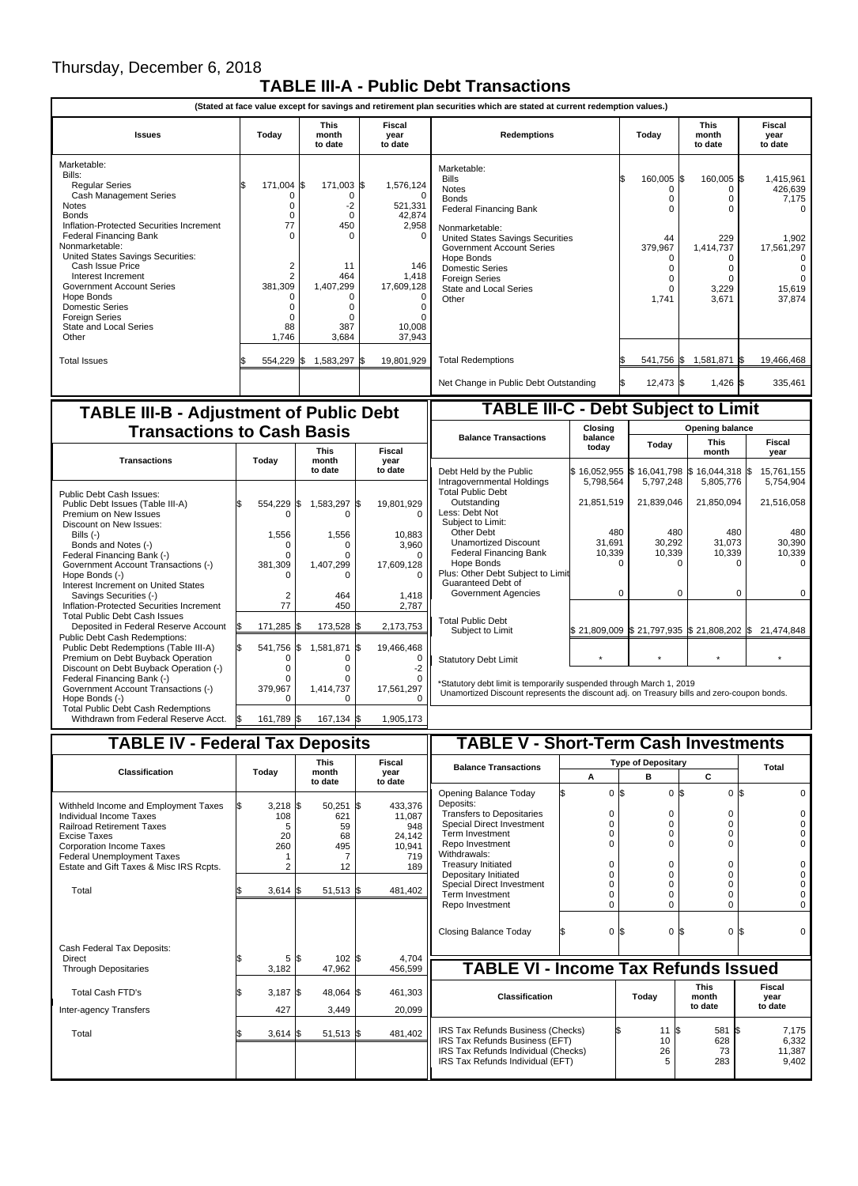Thursday, December 6, 2018

# TABLE III-A - Public Debt Transactions

(Stated at face value except for savings and retirement plan securities which are stated at current redemption values.)

| Issues | Today | This month to date | Fiscal year to date |
|---|---|---|---|
| Marketable: | | | |
| Bills: | | | |
| Regular Series | $ 171,004 | $ 171,003 | $ 1,576,124 |
| Cash Management Series | 0 | 0 | 0 |
| Notes | 0 | -2 | 521,331 |
| Bonds | 0 | 0 | 42,874 |
| Inflation-Protected Securities Increment | 77 | 450 | 2,958 |
| Federal Financing Bank | 0 | 0 | 0 |
| Nonmarketable: | | | |
| United States Savings Securities: | | | |
| Cash Issue Price | 2 | 11 | 146 |
| Interest Increment | 2 | 464 | 1,418 |
| Government Account Series | 381,309 | 1,407,299 | 17,609,128 |
| Hope Bonds | 0 | 0 | 0 |
| Domestic Series | 0 | 0 | 0 |
| Foreign Series | 0 | 0 | 0 |
| State and Local Series | 88 | 387 | 10,008 |
| Other | 1,746 | 3,684 | 37,943 |
| Total Issues | $ 554,229 | $ 1,583,297 | $ 19,801,929 |

| Redemptions | Today | This month to date | Fiscal year to date |
|---|---|---|---|
| Marketable: | | | |
| Bills | $ 160,005 | $ 160,005 | $ 1,415,961 |
| Notes | 0 | 0 | 426,639 |
| Bonds | 0 | 0 | 7,175 |
| Federal Financing Bank | 0 | 0 | 0 |
| Nonmarketable: | | | |
| United States Savings Securities | 44 | 229 | 1,902 |
| Government Account Series | 379,967 | 1,414,737 | 17,561,297 |
| Hope Bonds | 0 | 0 | 0 |
| Domestic Series | 0 | 0 | 0 |
| Foreign Series | 0 | 0 | 0 |
| State and Local Series | 0 | 3,229 | 15,619 |
| Other | 1,741 | 3,671 | 37,874 |
| Total Redemptions | $ 541,756 | $ 1,581,871 | $ 19,466,468 |
| Net Change in Public Debt Outstanding | $ 12,473 | $ 1,426 | $ 335,461 |

# TABLE III-B - Adjustment of Public Debt Transactions to Cash Basis

| Transactions | Today | This month to date | Fiscal year to date |
|---|---|---|---|
| Public Debt Cash Issues: | | | |
| Public Debt Issues (Table III-A) | $ 554,229 | $ 1,583,297 | $ 19,801,929 |
| Premium on New Issues | 0 | 0 | 0 |
| Discount on New Issues: | | | |
| Bills (-) | 1,556 | 1,556 | 10,883 |
| Bonds and Notes (-) | 0 | 0 | 3,960 |
| Federal Financing Bank (-) | 0 | 0 | 0 |
| Government Account Transactions (-) | 381,309 | 1,407,299 | 17,609,128 |
| Hope Bonds (-) | 0 | 0 | 0 |
| Interest Increment on United States Savings Securities (-) | 2 | 464 | 1,418 |
| Inflation-Protected Securities Increment | 77 | 450 | 2,787 |
| Total Public Debt Cash Issues Deposited in Federal Reserve Account | $ 171,285 | $ 173,528 | $ 2,173,753 |
| Public Debt Cash Redemptions: | | | |
| Public Debt Redemptions (Table III-A) | $ 541,756 | $ 1,581,871 | $ 19,466,468 |
| Premium on Debt Buyback Operation | 0 | 0 | 0 |
| Discount on Debt Buyback Operation (-) | 0 | 0 | -2 |
| Federal Financing Bank (-) | 0 | 0 | 0 |
| Government Account Transactions (-) | 379,967 | 1,414,737 | 17,561,297 |
| Hope Bonds (-) | 0 | 0 | 0 |
| Total Public Debt Cash Redemptions Withdrawn from Federal Reserve Acct. | $ 161,789 | $ 167,134 | $ 1,905,173 |

# TABLE III-C - Debt Subject to Limit

| Balance Transactions | Closing balance today | Opening balance Today | Opening balance This month | Opening balance Fiscal year |
|---|---|---|---|---|
| Debt Held by the Public | $ 16,052,955 | $ 16,041,798 | $ 16,044,318 | $ 15,761,155 |
| Intragovernmental Holdings | 5,798,564 | 5,797,248 | 5,805,776 | 5,754,904 |
| Total Public Debt Outstanding | 21,851,519 | 21,839,046 | 21,850,094 | 21,516,058 |
| Less: Debt Not Subject to Limit: | | | | |
| Other Debt | 480 | 480 | 480 | 480 |
| Unamortized Discount | 31,691 | 30,292 | 31,073 | 30,390 |
| Federal Financing Bank | 10,339 | 10,339 | 10,339 | 10,339 |
| Hope Bonds | 0 | 0 | 0 | 0 |
| Plus: Other Debt Subject to Limit | | | | |
| Guaranteed Debt of Government Agencies | 0 | 0 | 0 | 0 |
| Total Public Debt Subject to Limit | $ 21,809,009 | $ 21,797,935 | $ 21,808,202 | $ 21,474,848 |
| Statutory Debt Limit | * | * | * | * |

*Statutory debt limit is temporarily suspended through March 1, 2019
Unamortized Discount represents the discount adj. on Treasury bills and zero-coupon bonds.

# TABLE IV - Federal Tax Deposits

| Classification | Today | This month to date | Fiscal year to date |
|---|---|---|---|
| Withheld Income and Employment Taxes | $ 3,218 | $ 50,251 | $ 433,376 |
| Individual Income Taxes | 108 | 621 | 11,087 |
| Railroad Retirement Taxes | 5 | 59 | 948 |
| Excise Taxes | 20 | 68 | 24,142 |
| Corporation Income Taxes | 260 | 495 | 10,941 |
| Federal Unemployment Taxes | 1 | 7 | 719 |
| Estate and Gift Taxes & Misc IRS Rcpts. | 2 | 12 | 189 |
| Total | $ 3,614 | $ 51,513 | $ 481,402 |
| Cash Federal Tax Deposits: | | | |
| Direct | $ 5 | $ 102 | $ 4,704 |
| Through Depositaries | 3,182 | 47,962 | 456,599 |
| Total Cash FTD's | $ 3,187 | $ 48,064 | $ 461,303 |
| Inter-agency Transfers | 427 | 3,449 | 20,099 |
| Total | $ 3,614 | $ 51,513 | $ 481,402 |

# TABLE V - Short-Term Cash Investments

| Balance Transactions | Type of Depositary A | Type of Depositary B | Type of Depositary C | Total |
|---|---|---|---|---|
| Opening Balance Today | $ 0 | $ 0 | $ 0 | $ 0 |
| Deposits: | | | | |
| Transfers to Depositaries | 0 | 0 | 0 | 0 |
| Special Direct Investment | 0 | 0 | 0 | 0 |
| Term Investment | 0 | 0 | 0 | 0 |
| Repo Investment | 0 | 0 | 0 | 0 |
| Withdrawals: | | | | |
| Treasury Initiated | 0 | 0 | 0 | 0 |
| Depositary Initiated | 0 | 0 | 0 | 0 |
| Special Direct Investment | 0 | 0 | 0 | 0 |
| Term Investment | 0 | 0 | 0 | 0 |
| Repo Investment | 0 | 0 | 0 | 0 |
| Closing Balance Today | $ 0 | $ 0 | $ 0 | $ 0 |

# TABLE VI - Income Tax Refunds Issued

| Classification | Today | This month to date | Fiscal year to date |
|---|---|---|---|
| IRS Tax Refunds Business (Checks) | $ 11 | $ 581 | $ 7,175 |
| IRS Tax Refunds Business (EFT) | 10 | 628 | 6,332 |
| IRS Tax Refunds Individual (Checks) | 26 | 73 | 11,387 |
| IRS Tax Refunds Individual (EFT) | 5 | 283 | 9,402 |